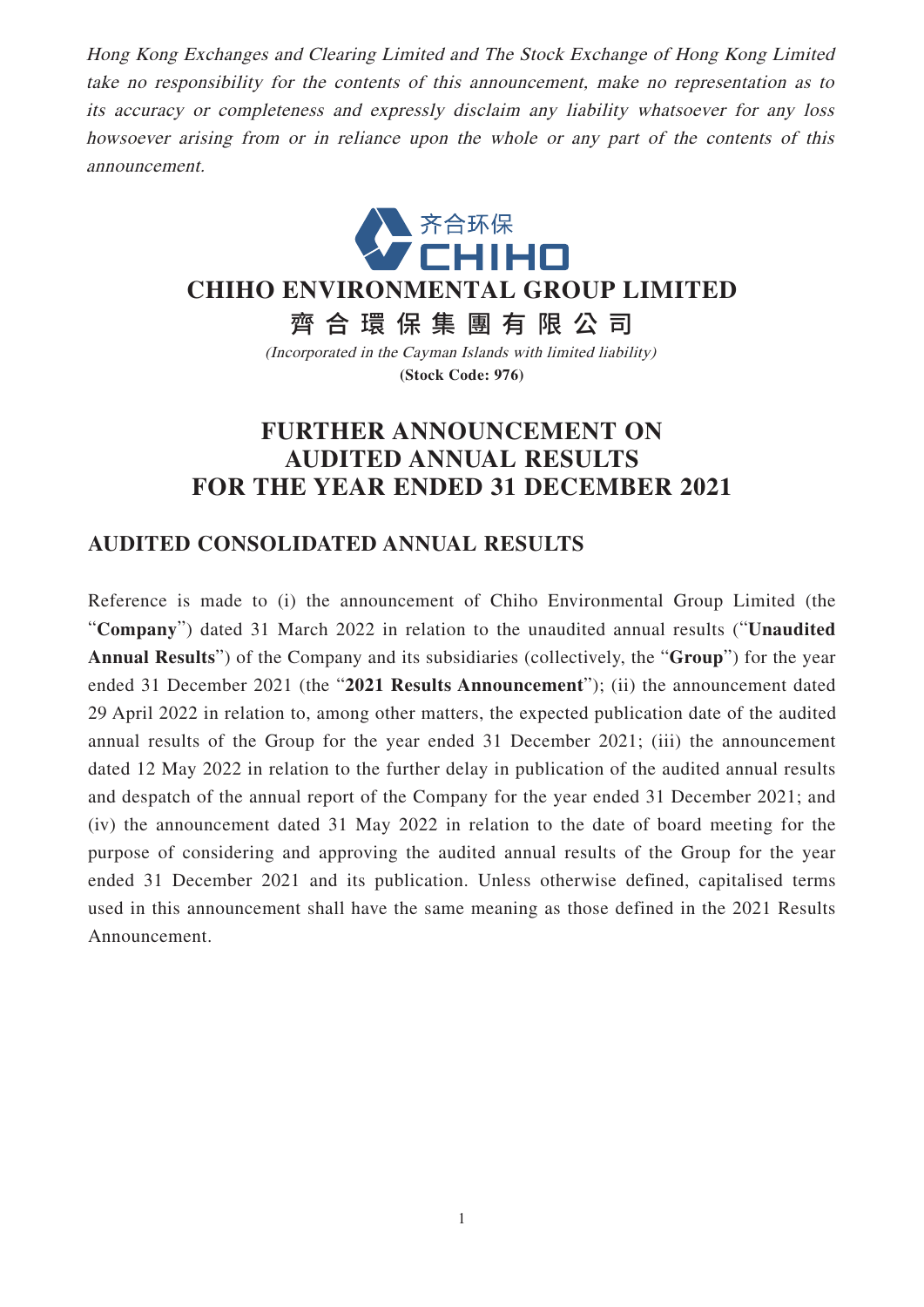*Hong Kong Exchanges and Clearing Limited and The Stock Exchange of Hong Kong Limited take no responsibility for the contents of this announcement, make no representation as to its accuracy or completeness and expressly disclaim any liability whatsoever for any loss howsoever arising from or in reliance upon the whole or any part of the contents of this announcement.*

齐合环保
CHIHO

# CHIHO ENVIRONMENTAL GROUP LIMITED

# 齊合環保集團有限公司

*(Incorporated in the Cayman Islands with limited liability)*

**(Stock Code: 976)**

# FURTHER ANNOUNCEMENT ON AUDITED ANNUAL RESULTS FOR THE YEAR ENDED 31 DECEMBER 2021

## AUDITED CONSOLIDATED ANNUAL RESULTS

Reference is made to (i) the announcement of Chiho Environmental Group Limited (the "**Company**") dated 31 March 2022 in relation to the unaudited annual results ("**Unaudited Annual Results**") of the Company and its subsidiaries (collectively, the "**Group**") for the year ended 31 December 2021 (the "**2021 Results Announcement**"); (ii) the announcement dated 29 April 2022 in relation to, among other matters, the expected publication date of the audited annual results of the Group for the year ended 31 December 2021; (iii) the announcement dated 12 May 2022 in relation to the further delay in publication of the audited annual results and despatch of the annual report of the Company for the year ended 31 December 2021; and (iv) the announcement dated 31 May 2022 in relation to the date of board meeting for the purpose of considering and approving the audited annual results of the Group for the year ended 31 December 2021 and its publication. Unless otherwise defined, capitalised terms used in this announcement shall have the same meaning as those defined in the 2021 Results Announcement.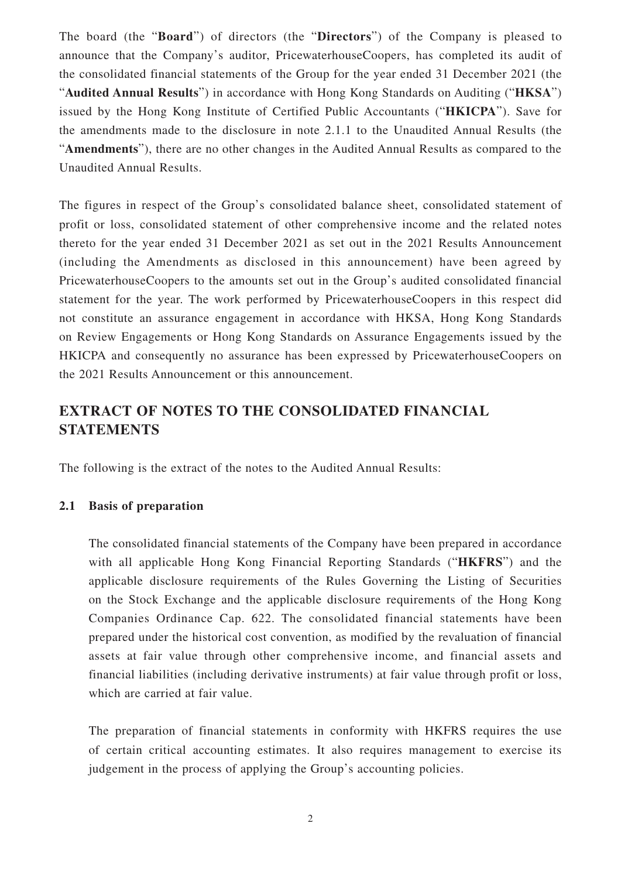The board (the "**Board**") of directors (the "**Directors**") of the Company is pleased to announce that the Company's auditor, PricewaterhouseCoopers, has completed its audit of the consolidated financial statements of the Group for the year ended 31 December 2021 (the "**Audited Annual Results**") in accordance with Hong Kong Standards on Auditing ("**HKSA**") issued by the Hong Kong Institute of Certified Public Accountants ("**HKICPA**"). Save for the amendments made to the disclosure in note 2.1.1 to the Unaudited Annual Results (the "**Amendments**"), there are no other changes in the Audited Annual Results as compared to the Unaudited Annual Results.

The figures in respect of the Group's consolidated balance sheet, consolidated statement of profit or loss, consolidated statement of other comprehensive income and the related notes thereto for the year ended 31 December 2021 as set out in the 2021 Results Announcement (including the Amendments as disclosed in this announcement) have been agreed by PricewaterhouseCoopers to the amounts set out in the Group's audited consolidated financial statement for the year. The work performed by PricewaterhouseCoopers in this respect did not constitute an assurance engagement in accordance with HKSA, Hong Kong Standards on Review Engagements or Hong Kong Standards on Assurance Engagements issued by the HKICPA and consequently no assurance has been expressed by PricewaterhouseCoopers on the 2021 Results Announcement or this announcement.

## EXTRACT OF NOTES TO THE CONSOLIDATED FINANCIAL STATEMENTS

The following is the extract of the notes to the Audited Annual Results:

### 2.1 Basis of preparation

The consolidated financial statements of the Company have been prepared in accordance with all applicable Hong Kong Financial Reporting Standards ("**HKFRS**") and the applicable disclosure requirements of the Rules Governing the Listing of Securities on the Stock Exchange and the applicable disclosure requirements of the Hong Kong Companies Ordinance Cap. 622. The consolidated financial statements have been prepared under the historical cost convention, as modified by the revaluation of financial assets at fair value through other comprehensive income, and financial assets and financial liabilities (including derivative instruments) at fair value through profit or loss, which are carried at fair value.

The preparation of financial statements in conformity with HKFRS requires the use of certain critical accounting estimates. It also requires management to exercise its judgement in the process of applying the Group's accounting policies.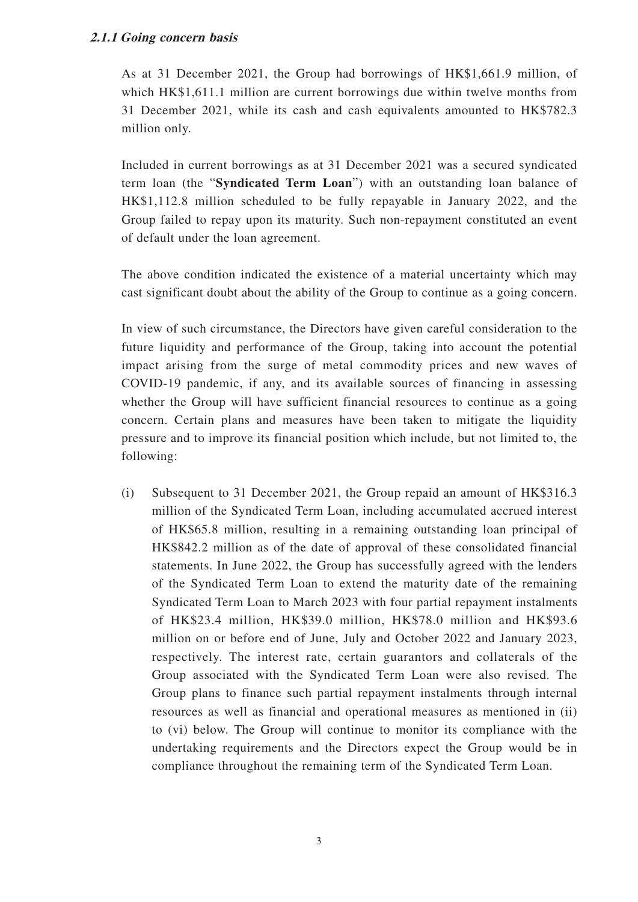#### ***2.1.1 Going concern basis***

As at 31 December 2021, the Group had borrowings of HK$1,661.9 million, of which HK$1,611.1 million are current borrowings due within twelve months from 31 December 2021, while its cash and cash equivalents amounted to HK$782.3 million only.

Included in current borrowings as at 31 December 2021 was a secured syndicated term loan (the "**Syndicated Term Loan**") with an outstanding loan balance of HK$1,112.8 million scheduled to be fully repayable in January 2022, and the Group failed to repay upon its maturity. Such non-repayment constituted an event of default under the loan agreement.

The above condition indicated the existence of a material uncertainty which may cast significant doubt about the ability of the Group to continue as a going concern.

In view of such circumstance, the Directors have given careful consideration to the future liquidity and performance of the Group, taking into account the potential impact arising from the surge of metal commodity prices and new waves of COVID-19 pandemic, if any, and its available sources of financing in assessing whether the Group will have sufficient financial resources to continue as a going concern. Certain plans and measures have been taken to mitigate the liquidity pressure and to improve its financial position which include, but not limited to, the following:

(i) Subsequent to 31 December 2021, the Group repaid an amount of HK$316.3 million of the Syndicated Term Loan, including accumulated accrued interest of HK$65.8 million, resulting in a remaining outstanding loan principal of HK$842.2 million as of the date of approval of these consolidated financial statements. In June 2022, the Group has successfully agreed with the lenders of the Syndicated Term Loan to extend the maturity date of the remaining Syndicated Term Loan to March 2023 with four partial repayment instalments of HK$23.4 million, HK$39.0 million, HK$78.0 million and HK$93.6 million on or before end of June, July and October 2022 and January 2023, respectively. The interest rate, certain guarantors and collaterals of the Group associated with the Syndicated Term Loan were also revised. The Group plans to finance such partial repayment instalments through internal resources as well as financial and operational measures as mentioned in (ii) to (vi) below. The Group will continue to monitor its compliance with the undertaking requirements and the Directors expect the Group would be in compliance throughout the remaining term of the Syndicated Term Loan.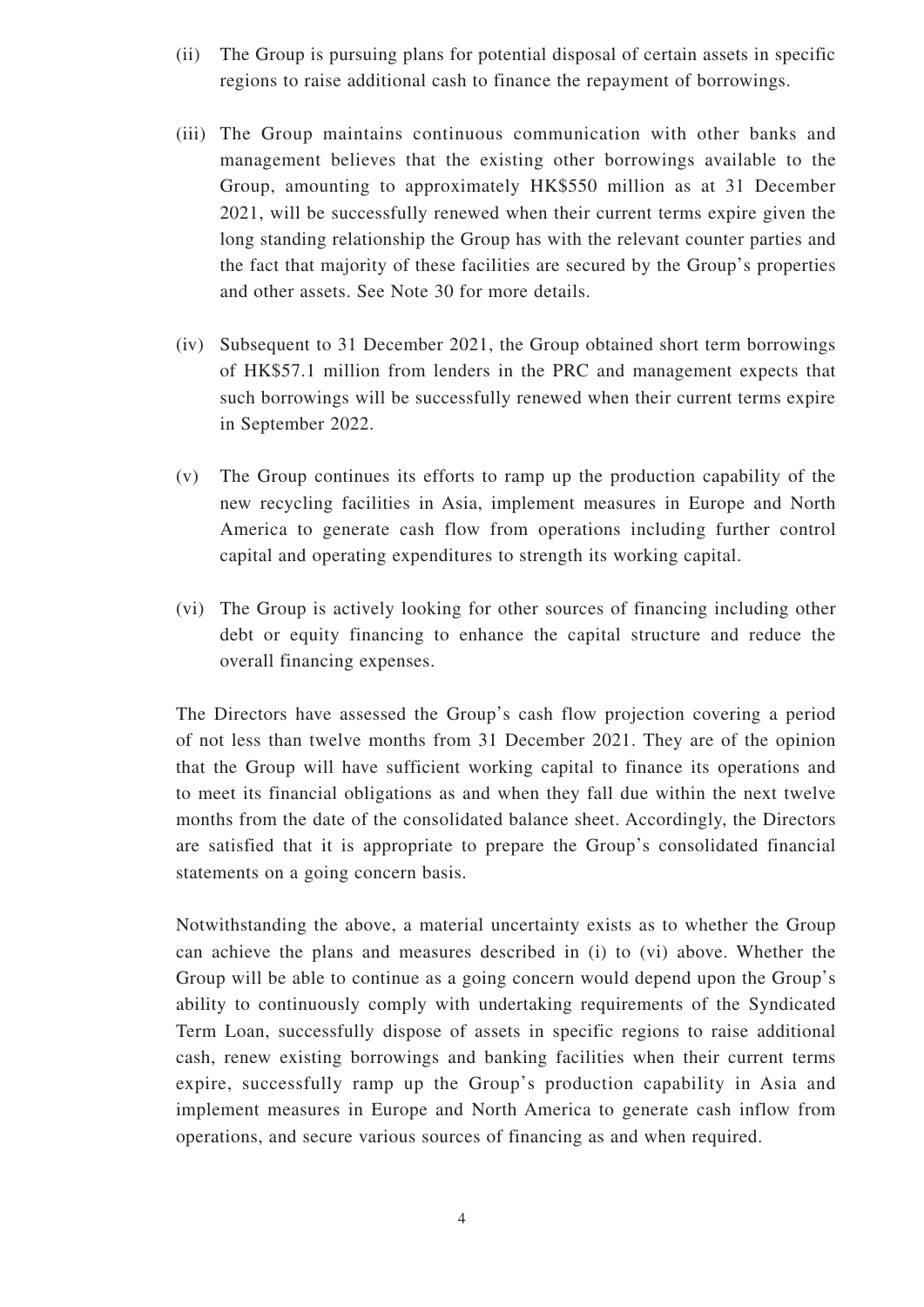(ii) The Group is pursuing plans for potential disposal of certain assets in specific regions to raise additional cash to finance the repayment of borrowings.

(iii) The Group maintains continuous communication with other banks and management believes that the existing other borrowings available to the Group, amounting to approximately HK$550 million as at 31 December 2021, will be successfully renewed when their current terms expire given the long standing relationship the Group has with the relevant counter parties and the fact that majority of these facilities are secured by the Group's properties and other assets. See Note 30 for more details.

(iv) Subsequent to 31 December 2021, the Group obtained short term borrowings of HK$57.1 million from lenders in the PRC and management expects that such borrowings will be successfully renewed when their current terms expire in September 2022.

(v) The Group continues its efforts to ramp up the production capability of the new recycling facilities in Asia, implement measures in Europe and North America to generate cash flow from operations including further control capital and operating expenditures to strength its working capital.

(vi) The Group is actively looking for other sources of financing including other debt or equity financing to enhance the capital structure and reduce the overall financing expenses.

The Directors have assessed the Group's cash flow projection covering a period of not less than twelve months from 31 December 2021. They are of the opinion that the Group will have sufficient working capital to finance its operations and to meet its financial obligations as and when they fall due within the next twelve months from the date of the consolidated balance sheet. Accordingly, the Directors are satisfied that it is appropriate to prepare the Group's consolidated financial statements on a going concern basis.

Notwithstanding the above, a material uncertainty exists as to whether the Group can achieve the plans and measures described in (i) to (vi) above. Whether the Group will be able to continue as a going concern would depend upon the Group's ability to continuously comply with undertaking requirements of the Syndicated Term Loan, successfully dispose of assets in specific regions to raise additional cash, renew existing borrowings and banking facilities when their current terms expire, successfully ramp up the Group's production capability in Asia and implement measures in Europe and North America to generate cash inflow from operations, and secure various sources of financing as and when required.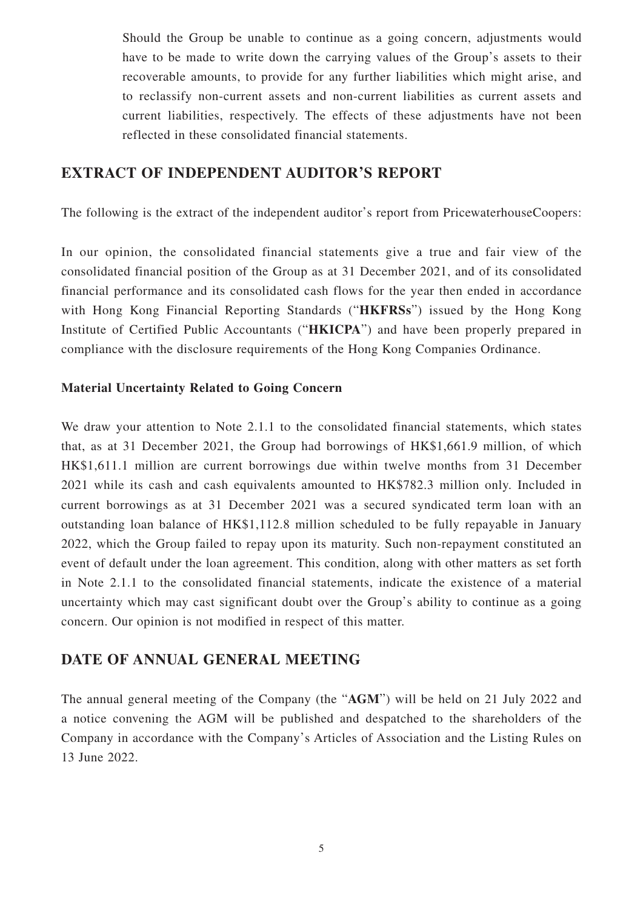Should the Group be unable to continue as a going concern, adjustments would have to be made to write down the carrying values of the Group's assets to their recoverable amounts, to provide for any further liabilities which might arise, and to reclassify non-current assets and non-current liabilities as current assets and current liabilities, respectively. The effects of these adjustments have not been reflected in these consolidated financial statements.

## EXTRACT OF INDEPENDENT AUDITOR'S REPORT

The following is the extract of the independent auditor's report from PricewaterhouseCoopers:

In our opinion, the consolidated financial statements give a true and fair view of the consolidated financial position of the Group as at 31 December 2021, and of its consolidated financial performance and its consolidated cash flows for the year then ended in accordance with Hong Kong Financial Reporting Standards ("**HKFRSs**") issued by the Hong Kong Institute of Certified Public Accountants ("**HKICPA**") and have been properly prepared in compliance with the disclosure requirements of the Hong Kong Companies Ordinance.

**Material Uncertainty Related to Going Concern**

We draw your attention to Note 2.1.1 to the consolidated financial statements, which states that, as at 31 December 2021, the Group had borrowings of HK$1,661.9 million, of which HK$1,611.1 million are current borrowings due within twelve months from 31 December 2021 while its cash and cash equivalents amounted to HK$782.3 million only. Included in current borrowings as at 31 December 2021 was a secured syndicated term loan with an outstanding loan balance of HK$1,112.8 million scheduled to be fully repayable in January 2022, which the Group failed to repay upon its maturity. Such non-repayment constituted an event of default under the loan agreement. This condition, along with other matters as set forth in Note 2.1.1 to the consolidated financial statements, indicate the existence of a material uncertainty which may cast significant doubt over the Group's ability to continue as a going concern. Our opinion is not modified in respect of this matter.

## DATE OF ANNUAL GENERAL MEETING

The annual general meeting of the Company (the "**AGM**") will be held on 21 July 2022 and a notice convening the AGM will be published and despatched to the shareholders of the Company in accordance with the Company's Articles of Association and the Listing Rules on 13 June 2022.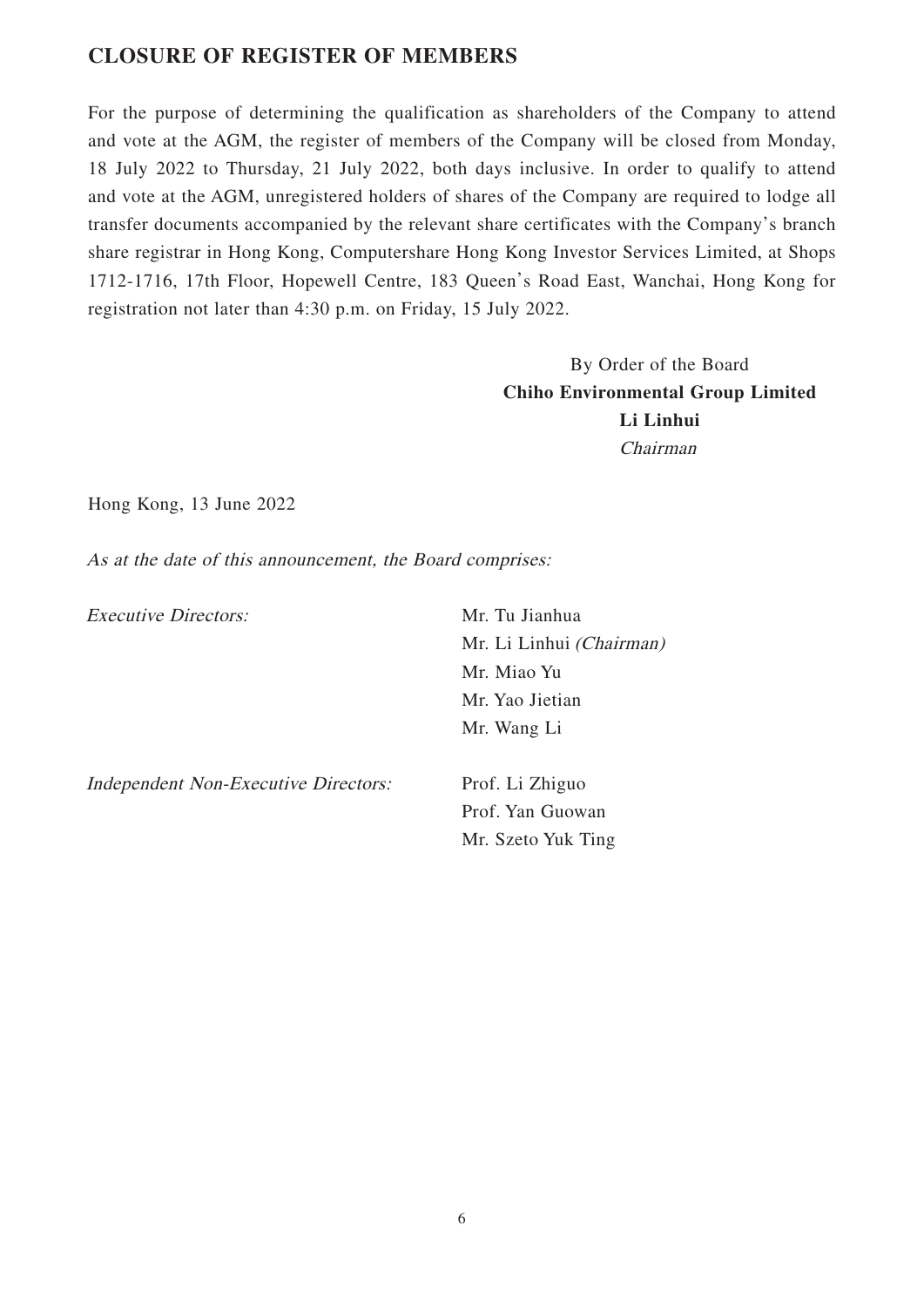## CLOSURE OF REGISTER OF MEMBERS

For the purpose of determining the qualification as shareholders of the Company to attend and vote at the AGM, the register of members of the Company will be closed from Monday, 18 July 2022 to Thursday, 21 July 2022, both days inclusive. In order to qualify to attend and vote at the AGM, unregistered holders of shares of the Company are required to lodge all transfer documents accompanied by the relevant share certificates with the Company's branch share registrar in Hong Kong, Computershare Hong Kong Investor Services Limited, at Shops 1712-1716, 17th Floor, Hopewell Centre, 183 Queen's Road East, Wanchai, Hong Kong for registration not later than 4:30 p.m. on Friday, 15 July 2022.

By Order of the Board
**Chiho Environmental Group Limited**
**Li Linhui**
*Chairman*

Hong Kong, 13 June 2022

*As at the date of this announcement, the Board comprises:*

| | |
|---|---|
| *Executive Directors:* | Mr. Tu Jianhua |
| | Mr. Li Linhui *(Chairman)* |
| | Mr. Miao Yu |
| | Mr. Yao Jietian |
| | Mr. Wang Li |
| *Independent Non-Executive Directors:* | Prof. Li Zhiguo |
| | Prof. Yan Guowan |
| | Mr. Szeto Yuk Ting |